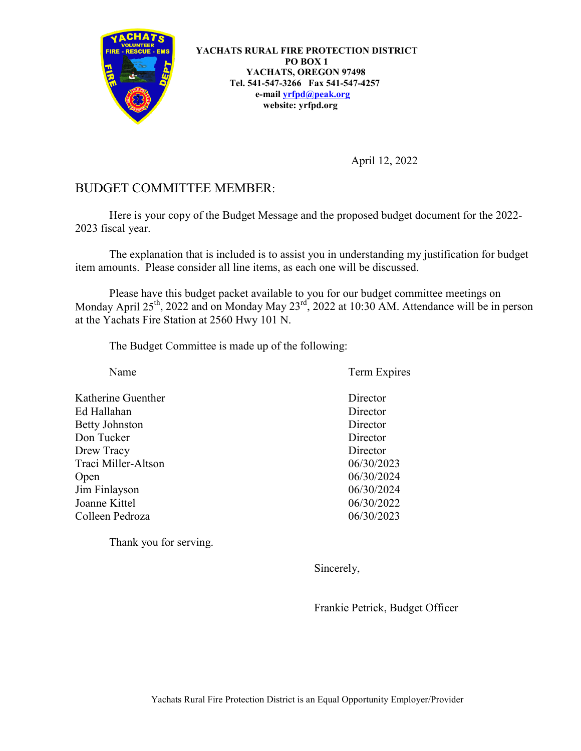**YACHATS RURAL FIRE PROTECTION DISTRICT**
**PO BOX 1**
**YACHATS, OREGON 97498**
**Tel. 541-547-3266 Fax 541-547-4257**
**e-mail yrfpd@peak.org**
**website: yrfpd.org**

April 12, 2022

# BUDGET COMMITTEE MEMBER:

Here is your copy of the Budget Message and the proposed budget document for the 2022-2023 fiscal year.

The explanation that is included is to assist you in understanding my justification for budget item amounts. Please consider all line items, as each one will be discussed.

Please have this budget packet available to you for our budget committee meetings on Monday April 25th, 2022 and on Monday May 23rd, 2022 at 10:30 AM. Attendance will be in person at the Yachats Fire Station at 2560 Hwy 101 N.

The Budget Committee is made up of the following:

| Name | Term Expires |
|---|---|
| Katherine Guenther | Director |
| Ed Hallahan | Director |
| Betty Johnston | Director |
| Don Tucker | Director |
| Drew Tracy | Director |
| Traci Miller-Altson | 06/30/2023 |
| Open | 06/30/2024 |
| Jim Finlayson | 06/30/2024 |
| Joanne Kittel | 06/30/2022 |
| Colleen Pedroza | 06/30/2023 |

Thank you for serving.

Sincerely,

Frankie Petrick, Budget Officer

Yachats Rural Fire Protection District is an Equal Opportunity Employer/Provider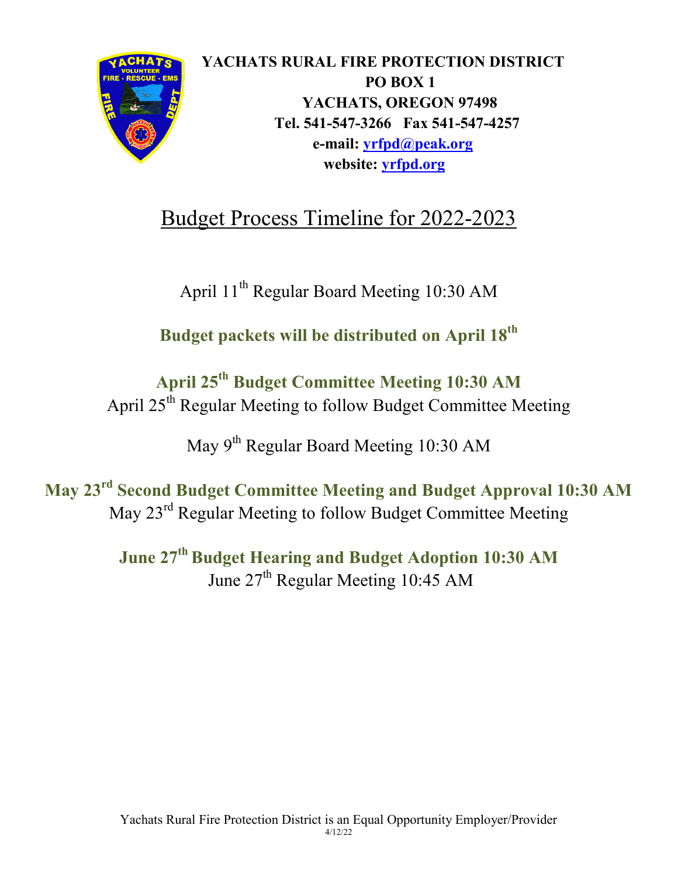**YACHATS RURAL FIRE PROTECTION DISTRICT**
**PO BOX 1**
**YACHATS, OREGON 97498**
**Tel. 541-547-3266 Fax 541-547-4257**
**e-mail: yrfpd@peak.org**
**website: yrfpd.org**

# Budget Process Timeline for 2022-2023

April 11th Regular Board Meeting 10:30 AM

**Budget packets will be distributed on April 18th**

**April 25th Budget Committee Meeting 10:30 AM**
April 25th Regular Meeting to follow Budget Committee Meeting

May 9th Regular Board Meeting 10:30 AM

**May 23rd Second Budget Committee Meeting and Budget Approval 10:30 AM**
May 23rd Regular Meeting to follow Budget Committee Meeting

**June 27th Budget Hearing and Budget Adoption 10:30 AM**
June 27th Regular Meeting 10:45 AM

Yachats Rural Fire Protection District is an Equal Opportunity Employer/Provider
4/12/22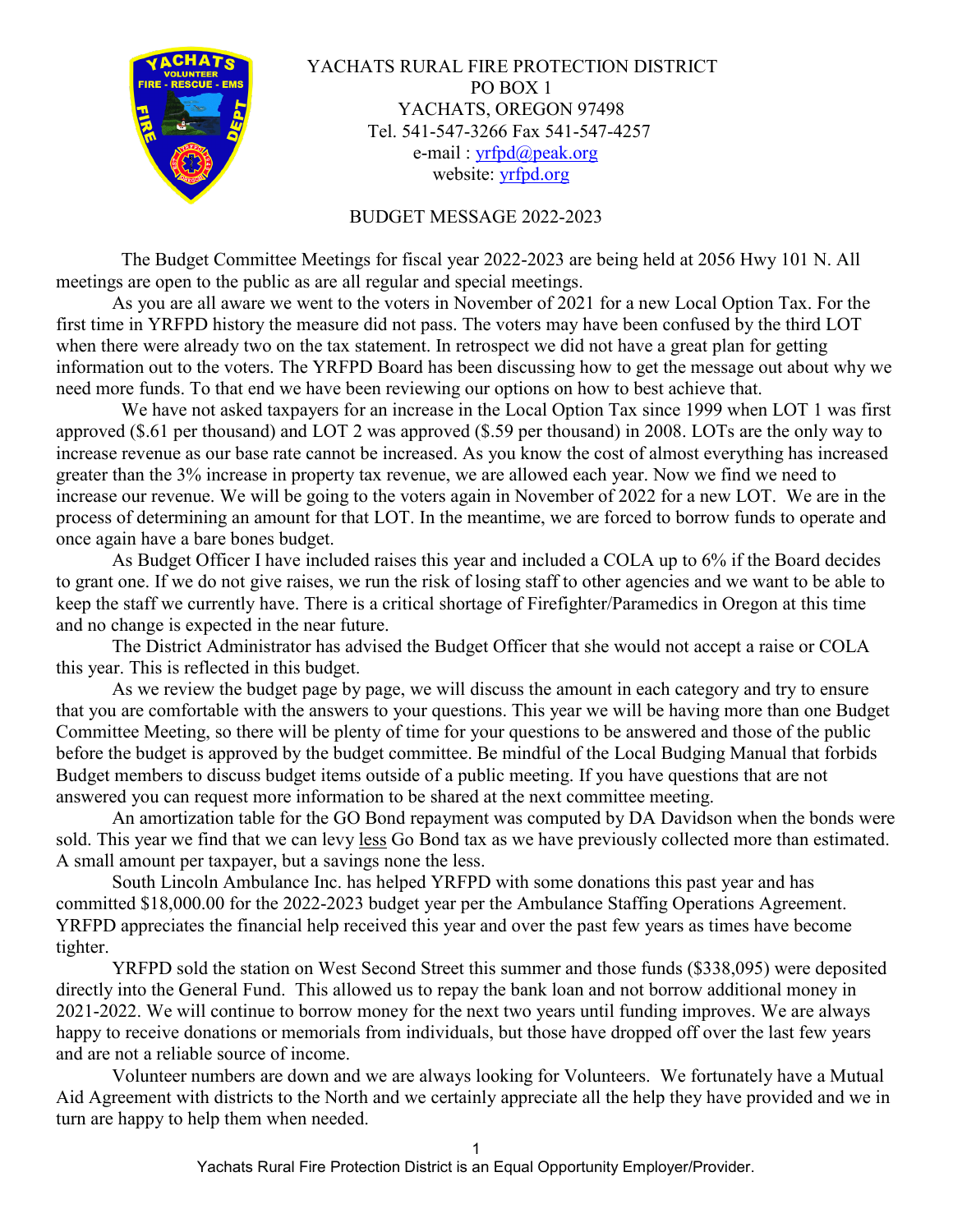YACHATS RURAL FIRE PROTECTION DISTRICT
PO BOX 1
YACHATS, OREGON 97498
Tel. 541-547-3266 Fax 541-547-4257
e-mail : yrfpd@peak.org
website: yrfpd.org

## BUDGET MESSAGE 2022-2023

The Budget Committee Meetings for fiscal year 2022-2023 are being held at 2056 Hwy 101 N. All meetings are open to the public as are all regular and special meetings.

As you are all aware we went to the voters in November of 2021 for a new Local Option Tax. For the first time in YRFPD history the measure did not pass. The voters may have been confused by the third LOT when there were already two on the tax statement. In retrospect we did not have a great plan for getting information out to the voters. The YRFPD Board has been discussing how to get the message out about why we need more funds. To that end we have been reviewing our options on how to best achieve that.

We have not asked taxpayers for an increase in the Local Option Tax since 1999 when LOT 1 was first approved ($.61 per thousand) and LOT 2 was approved ($.59 per thousand) in 2008. LOTs are the only way to increase revenue as our base rate cannot be increased. As you know the cost of almost everything has increased greater than the 3% increase in property tax revenue, we are allowed each year. Now we find we need to increase our revenue. We will be going to the voters again in November of 2022 for a new LOT. We are in the process of determining an amount for that LOT. In the meantime, we are forced to borrow funds to operate and once again have a bare bones budget.

As Budget Officer I have included raises this year and included a COLA up to 6% if the Board decides to grant one. If we do not give raises, we run the risk of losing staff to other agencies and we want to be able to keep the staff we currently have. There is a critical shortage of Firefighter/Paramedics in Oregon at this time and no change is expected in the near future.

The District Administrator has advised the Budget Officer that she would not accept a raise or COLA this year. This is reflected in this budget.

As we review the budget page by page, we will discuss the amount in each category and try to ensure that you are comfortable with the answers to your questions. This year we will be having more than one Budget Committee Meeting, so there will be plenty of time for your questions to be answered and those of the public before the budget is approved by the budget committee. Be mindful of the Local Budging Manual that forbids Budget members to discuss budget items outside of a public meeting. If you have questions that are not answered you can request more information to be shared at the next committee meeting.

An amortization table for the GO Bond repayment was computed by DA Davidson when the bonds were sold. This year we find that we can levy less Go Bond tax as we have previously collected more than estimated. A small amount per taxpayer, but a savings none the less.

South Lincoln Ambulance Inc. has helped YRFPD with some donations this past year and has committed $18,000.00 for the 2022-2023 budget year per the Ambulance Staffing Operations Agreement. YRFPD appreciates the financial help received this year and over the past few years as times have become tighter.

YRFPD sold the station on West Second Street this summer and those funds ($338,095) were deposited directly into the General Fund. This allowed us to repay the bank loan and not borrow additional money in 2021-2022. We will continue to borrow money for the next two years until funding improves. We are always happy to receive donations or memorials from individuals, but those have dropped off over the last few years and are not a reliable source of income.

Volunteer numbers are down and we are always looking for Volunteers. We fortunately have a Mutual Aid Agreement with districts to the North and we certainly appreciate all the help they have provided and we in turn are happy to help them when needed.

Yachats Rural Fire Protection District is an Equal Opportunity Employer/Provider.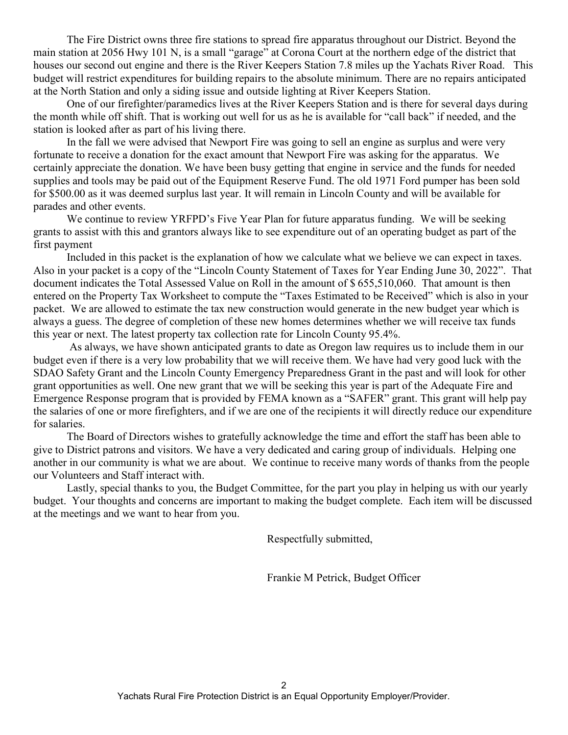The Fire District owns three fire stations to spread fire apparatus throughout our District. Beyond the main station at 2056 Hwy 101 N, is a small "garage" at Corona Court at the northern edge of the district that houses our second out engine and there is the River Keepers Station 7.8 miles up the Yachats River Road. This budget will restrict expenditures for building repairs to the absolute minimum. There are no repairs anticipated at the North Station and only a siding issue and outside lighting at River Keepers Station.

One of our firefighter/paramedics lives at the River Keepers Station and is there for several days during the month while off shift. That is working out well for us as he is available for "call back" if needed, and the station is looked after as part of his living there.

In the fall we were advised that Newport Fire was going to sell an engine as surplus and were very fortunate to receive a donation for the exact amount that Newport Fire was asking for the apparatus. We certainly appreciate the donation. We have been busy getting that engine in service and the funds for needed supplies and tools may be paid out of the Equipment Reserve Fund. The old 1971 Ford pumper has been sold for $500.00 as it was deemed surplus last year. It will remain in Lincoln County and will be available for parades and other events.

We continue to review YRFPD's Five Year Plan for future apparatus funding. We will be seeking grants to assist with this and grantors always like to see expenditure out of an operating budget as part of the first payment

Included in this packet is the explanation of how we calculate what we believe we can expect in taxes. Also in your packet is a copy of the "Lincoln County Statement of Taxes for Year Ending June 30, 2022". That document indicates the Total Assessed Value on Roll in the amount of $ 655,510,060. That amount is then entered on the Property Tax Worksheet to compute the "Taxes Estimated to be Received" which is also in your packet. We are allowed to estimate the tax new construction would generate in the new budget year which is always a guess. The degree of completion of these new homes determines whether we will receive tax funds this year or next. The latest property tax collection rate for Lincoln County 95.4%.

As always, we have shown anticipated grants to date as Oregon law requires us to include them in our budget even if there is a very low probability that we will receive them. We have had very good luck with the SDAO Safety Grant and the Lincoln County Emergency Preparedness Grant in the past and will look for other grant opportunities as well. One new grant that we will be seeking this year is part of the Adequate Fire and Emergence Response program that is provided by FEMA known as a "SAFER" grant. This grant will help pay the salaries of one or more firefighters, and if we are one of the recipients it will directly reduce our expenditure for salaries.

The Board of Directors wishes to gratefully acknowledge the time and effort the staff has been able to give to District patrons and visitors. We have a very dedicated and caring group of individuals. Helping one another in our community is what we are about. We continue to receive many words of thanks from the people our Volunteers and Staff interact with.

Lastly, special thanks to you, the Budget Committee, for the part you play in helping us with our yearly budget. Your thoughts and concerns are important to making the budget complete. Each item will be discussed at the meetings and we want to hear from you.

Respectfully submitted,

Frankie M Petrick, Budget Officer

Yachats Rural Fire Protection District is an Equal Opportunity Employer/Provider.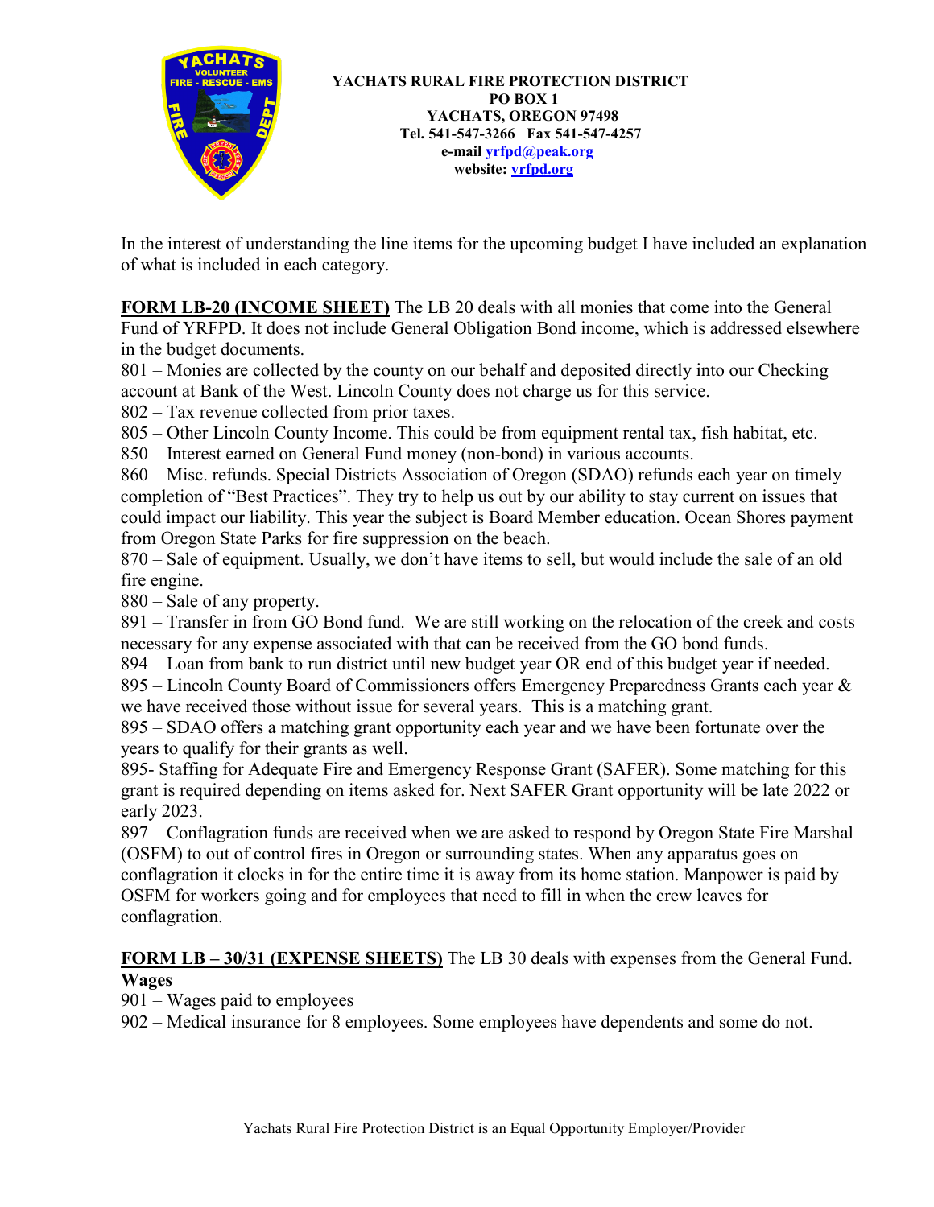**YACHATS RURAL FIRE PROTECTION DISTRICT**
**PO BOX 1**
**YACHATS, OREGON 97498**
**Tel. 541-547-3266 Fax 541-547-4257**
**e-mail yrfpd@peak.org**
**website: yrfpd.org**

In the interest of understanding the line items for the upcoming budget I have included an explanation of what is included in each category.

**FORM LB-20 (INCOME SHEET)** The LB 20 deals with all monies that come into the General Fund of YRFPD. It does not include General Obligation Bond income, which is addressed elsewhere in the budget documents.

801 – Monies are collected by the county on our behalf and deposited directly into our Checking account at Bank of the West. Lincoln County does not charge us for this service.
802 – Tax revenue collected from prior taxes.
805 – Other Lincoln County Income. This could be from equipment rental tax, fish habitat, etc.
850 – Interest earned on General Fund money (non-bond) in various accounts.
860 – Misc. refunds. Special Districts Association of Oregon (SDAO) refunds each year on timely completion of "Best Practices". They try to help us out by our ability to stay current on issues that could impact our liability. This year the subject is Board Member education. Ocean Shores payment from Oregon State Parks for fire suppression on the beach.
870 – Sale of equipment. Usually, we don't have items to sell, but would include the sale of an old fire engine.
880 – Sale of any property.
891 – Transfer in from GO Bond fund. We are still working on the relocation of the creek and costs necessary for any expense associated with that can be received from the GO bond funds.
894 – Loan from bank to run district until new budget year OR end of this budget year if needed.
895 – Lincoln County Board of Commissioners offers Emergency Preparedness Grants each year & we have received those without issue for several years. This is a matching grant.
895 – SDAO offers a matching grant opportunity each year and we have been fortunate over the years to qualify for their grants as well.
895- Staffing for Adequate Fire and Emergency Response Grant (SAFER). Some matching for this grant is required depending on items asked for. Next SAFER Grant opportunity will be late 2022 or early 2023.
897 – Conflagration funds are received when we are asked to respond by Oregon State Fire Marshal (OSFM) to out of control fires in Oregon or surrounding states. When any apparatus goes on conflagration it clocks in for the entire time it is away from its home station. Manpower is paid by OSFM for workers going and for employees that need to fill in when the crew leaves for conflagration.

**FORM LB – 30/31 (EXPENSE SHEETS)** The LB 30 deals with expenses from the General Fund.

**Wages**

901 – Wages paid to employees
902 – Medical insurance for 8 employees. Some employees have dependents and some do not.

Yachats Rural Fire Protection District is an Equal Opportunity Employer/Provider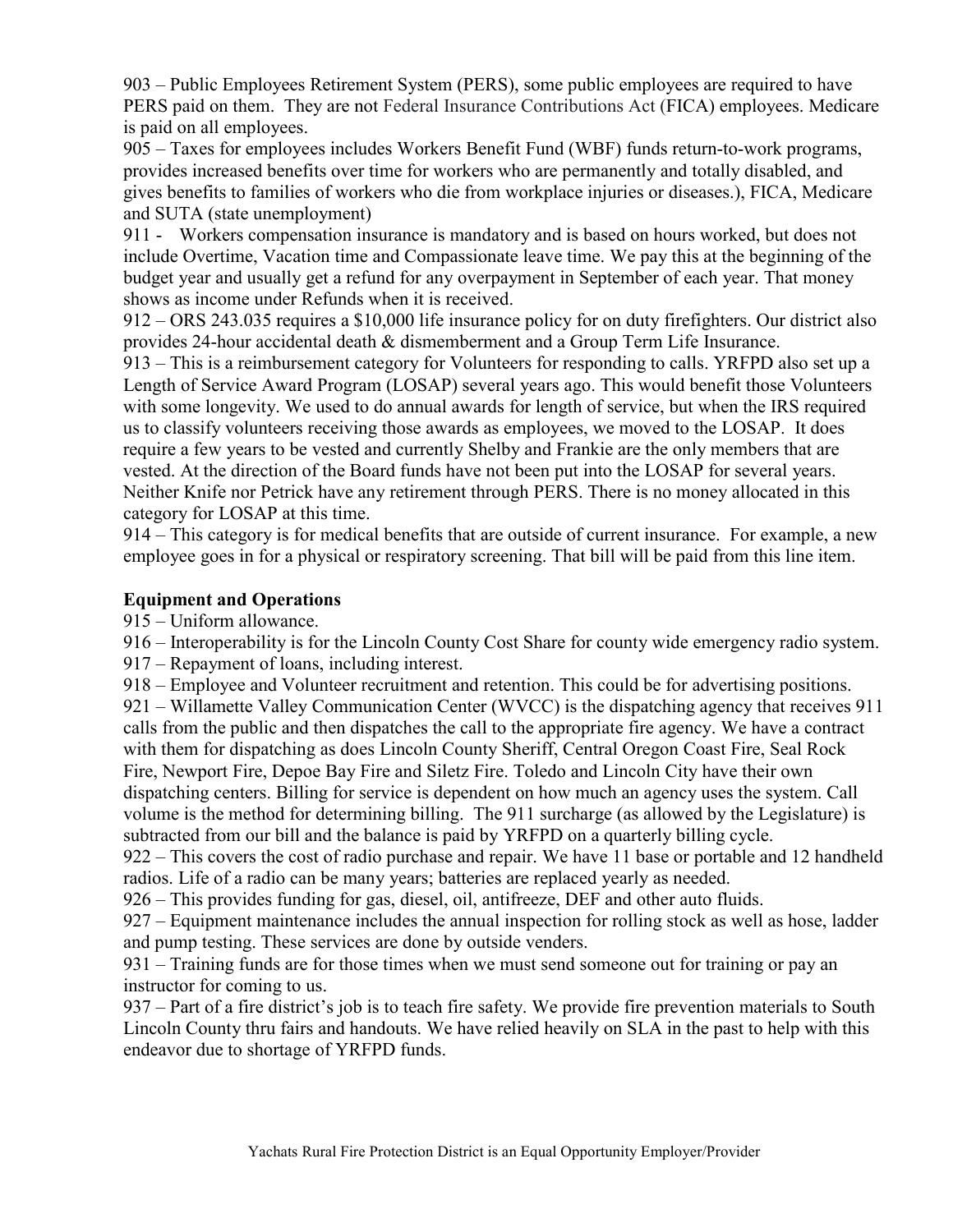903 – Public Employees Retirement System (PERS), some public employees are required to have PERS paid on them. They are not Federal Insurance Contributions Act (FICA) employees. Medicare is paid on all employees.

905 – Taxes for employees includes Workers Benefit Fund (WBF) funds return-to-work programs, provides increased benefits over time for workers who are permanently and totally disabled, and gives benefits to families of workers who die from workplace injuries or diseases.), FICA, Medicare and SUTA (state unemployment)

911 - Workers compensation insurance is mandatory and is based on hours worked, but does not include Overtime, Vacation time and Compassionate leave time. We pay this at the beginning of the budget year and usually get a refund for any overpayment in September of each year. That money shows as income under Refunds when it is received.

912 – ORS 243.035 requires a $10,000 life insurance policy for on duty firefighters. Our district also provides 24-hour accidental death & dismemberment and a Group Term Life Insurance.

913 – This is a reimbursement category for Volunteers for responding to calls. YRFPD also set up a Length of Service Award Program (LOSAP) several years ago. This would benefit those Volunteers with some longevity. We used to do annual awards for length of service, but when the IRS required us to classify volunteers receiving those awards as employees, we moved to the LOSAP. It does require a few years to be vested and currently Shelby and Frankie are the only members that are vested. At the direction of the Board funds have not been put into the LOSAP for several years. Neither Knife nor Petrick have any retirement through PERS. There is no money allocated in this category for LOSAP at this time.

914 – This category is for medical benefits that are outside of current insurance. For example, a new employee goes in for a physical or respiratory screening. That bill will be paid from this line item.

**Equipment and Operations**

915 – Uniform allowance.

916 – Interoperability is for the Lincoln County Cost Share for county wide emergency radio system.

917 – Repayment of loans, including interest.

918 – Employee and Volunteer recruitment and retention. This could be for advertising positions.

921 – Willamette Valley Communication Center (WVCC) is the dispatching agency that receives 911 calls from the public and then dispatches the call to the appropriate fire agency. We have a contract with them for dispatching as does Lincoln County Sheriff, Central Oregon Coast Fire, Seal Rock Fire, Newport Fire, Depoe Bay Fire and Siletz Fire. Toledo and Lincoln City have their own dispatching centers. Billing for service is dependent on how much an agency uses the system. Call volume is the method for determining billing. The 911 surcharge (as allowed by the Legislature) is subtracted from our bill and the balance is paid by YRFPD on a quarterly billing cycle.

922 – This covers the cost of radio purchase and repair. We have 11 base or portable and 12 handheld radios. Life of a radio can be many years; batteries are replaced yearly as needed.

926 – This provides funding for gas, diesel, oil, antifreeze, DEF and other auto fluids.

927 – Equipment maintenance includes the annual inspection for rolling stock as well as hose, ladder and pump testing. These services are done by outside venders.

931 – Training funds are for those times when we must send someone out for training or pay an instructor for coming to us.

937 – Part of a fire district's job is to teach fire safety. We provide fire prevention materials to South Lincoln County thru fairs and handouts. We have relied heavily on SLA in the past to help with this endeavor due to shortage of YRFPD funds.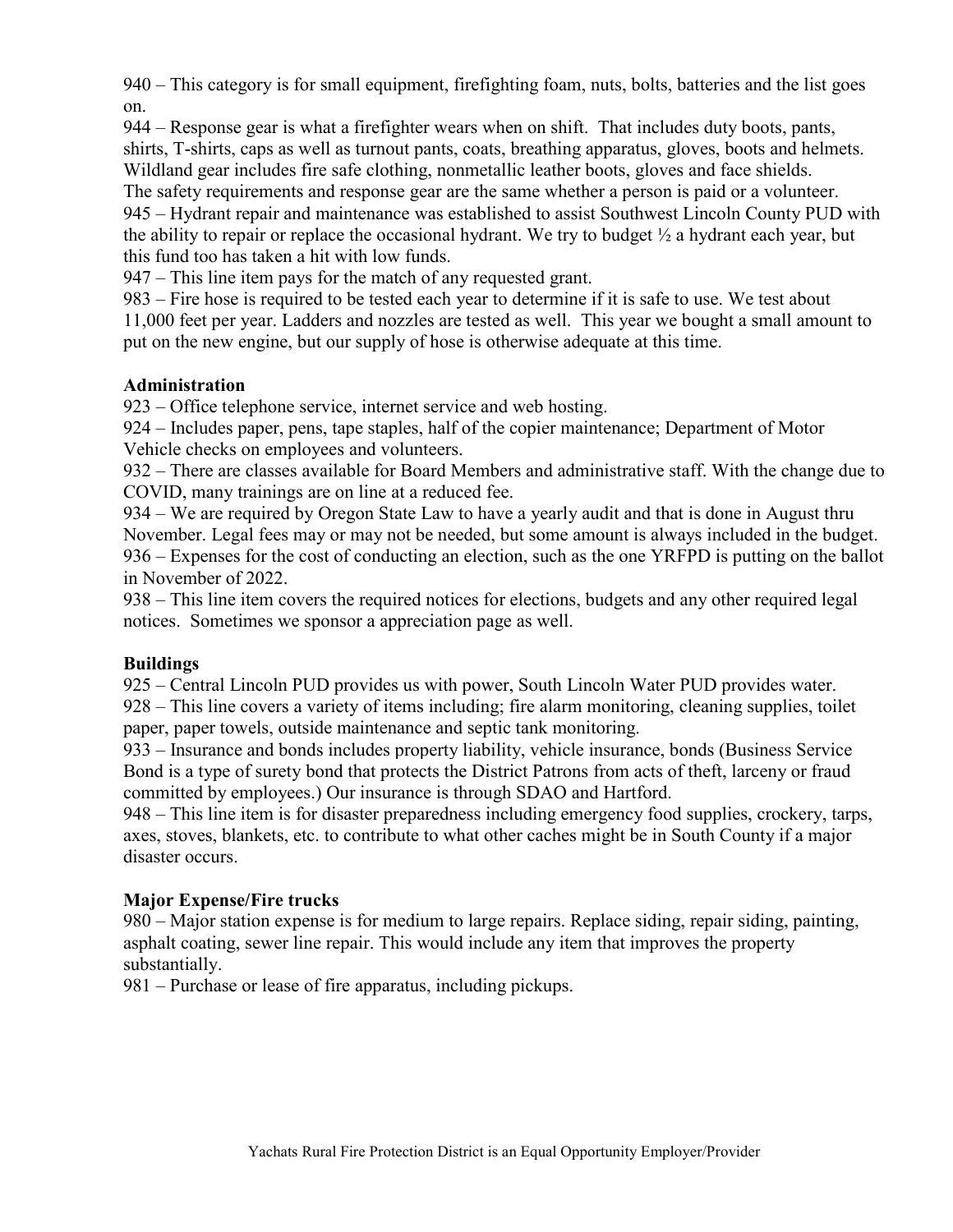940 – This category is for small equipment, firefighting foam, nuts, bolts, batteries and the list goes on.

944 – Response gear is what a firefighter wears when on shift. That includes duty boots, pants, shirts, T-shirts, caps as well as turnout pants, coats, breathing apparatus, gloves, boots and helmets. Wildland gear includes fire safe clothing, nonmetallic leather boots, gloves and face shields. The safety requirements and response gear are the same whether a person is paid or a volunteer.

945 – Hydrant repair and maintenance was established to assist Southwest Lincoln County PUD with the ability to repair or replace the occasional hydrant. We try to budget ½ a hydrant each year, but this fund too has taken a hit with low funds.

947 – This line item pays for the match of any requested grant.

983 – Fire hose is required to be tested each year to determine if it is safe to use. We test about 11,000 feet per year. Ladders and nozzles are tested as well. This year we bought a small amount to put on the new engine, but our supply of hose is otherwise adequate at this time.

**Administration**

923 – Office telephone service, internet service and web hosting.

924 – Includes paper, pens, tape staples, half of the copier maintenance; Department of Motor Vehicle checks on employees and volunteers.

932 – There are classes available for Board Members and administrative staff. With the change due to COVID, many trainings are on line at a reduced fee.

934 – We are required by Oregon State Law to have a yearly audit and that is done in August thru November. Legal fees may or may not be needed, but some amount is always included in the budget.

936 – Expenses for the cost of conducting an election, such as the one YRFPD is putting on the ballot in November of 2022.

938 – This line item covers the required notices for elections, budgets and any other required legal notices. Sometimes we sponsor a appreciation page as well.

**Buildings**

925 – Central Lincoln PUD provides us with power, South Lincoln Water PUD provides water.

928 – This line covers a variety of items including; fire alarm monitoring, cleaning supplies, toilet paper, paper towels, outside maintenance and septic tank monitoring.

933 – Insurance and bonds includes property liability, vehicle insurance, bonds (Business Service Bond is a type of surety bond that protects the District Patrons from acts of theft, larceny or fraud committed by employees.) Our insurance is through SDAO and Hartford.

948 – This line item is for disaster preparedness including emergency food supplies, crockery, tarps, axes, stoves, blankets, etc. to contribute to what other caches might be in South County if a major disaster occurs.

**Major Expense/Fire trucks**

980 – Major station expense is for medium to large repairs. Replace siding, repair siding, painting, asphalt coating, sewer line repair. This would include any item that improves the property substantially.

981 – Purchase or lease of fire apparatus, including pickups.

Yachats Rural Fire Protection District is an Equal Opportunity Employer/Provider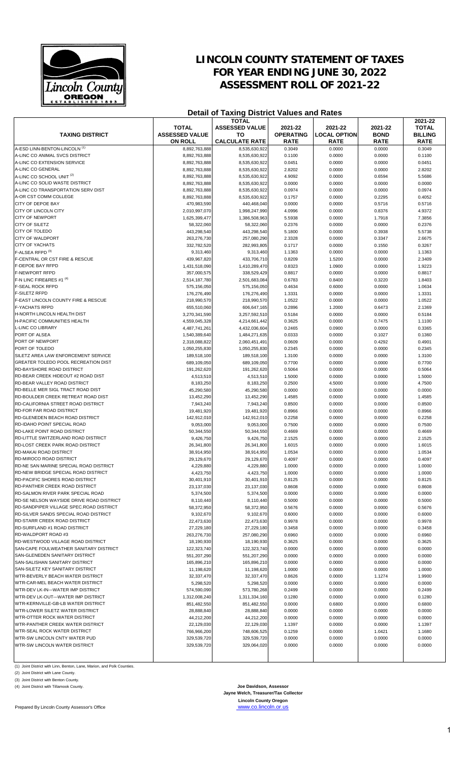# LINCOLN COUNTY STATEMENT OF TAXES FOR YEAR ENDING JUNE 30, 2022 ASSESSMENT ROLL OF 2021-22

## Detail of Taxing District Values and Rates

| TAXING DISTRICT | TOTAL ASSESSED VALUE ON ROLL | TOTAL ASSESSED VALUE TO CALCULATE RATE | 2021-22 OPERATING RATE | 2021-22 LOCAL OPTION RATE | 2021-22 BOND RATE | 2021-22 TOTAL BILLING RATE |
|---|---|---|---|---|---|---|
| A-ESD LINN-BENTON-LINCOLN [1] | 8,892,763,888 | 8,535,630,922 | 0.3049 | 0.0000 | 0.0000 | 0.3049 |
| A-LINC CO ANIMAL SVCS DISTRICT | 8,892,763,888 | 8,535,630,922 | 0.1100 | 0.0000 | 0.0000 | 0.1100 |
| A-LINC CO EXTENSION SERVICE | 8,892,763,888 | 8,535,630,922 | 0.0451 | 0.0000 | 0.0000 | 0.0451 |
| A-LINC CO GENERAL | 8,892,763,888 | 8,535,630,922 | 2.8202 | 0.0000 | 0.0000 | 2.8202 |
| A-LINC CO SCHOOL UNIT [2] | 8,892,763,888 | 8,535,630,922 | 4.9092 | 0.0000 | 0.6594 | 5.5686 |
| A-LINC CO SOLID WASTE DISTRICT | 8,892,763,888 | 8,535,630,922 | 0.0000 | 0.0000 | 0.0000 | 0.0000 |
| A-LINC CO TRANSPORTATION SERV DIST | 8,892,763,888 | 8,535,630,922 | 0.0974 | 0.0000 | 0.0000 | 0.0974 |
| A-OR CST COMM COLLEGE | 8,892,763,888 | 8,535,630,922 | 0.1757 | 0.0000 | 0.2295 | 0.4052 |
| CITY OF DEPOE BAY | 470,983,590 | 440,468,040 | 0.0000 | 0.0000 | 0.5716 | 0.5716 |
| CITY OF LINCOLN CITY | 2,010,997,070 | 1,998,247,990 | 4.0996 | 0.0000 | 0.8376 | 4.9372 |
| CITY OF NEWPORT | 1,625,399,477 | 1,386,508,963 | 5.5938 | 0.0000 | 1.7918 | 7.3856 |
| CITY OF SILETZ | 58,322,060 | 58,322,060 | 0.2376 | 0.0000 | 0.0000 | 0.2376 |
| CITY OF TOLEDO | 443,298,540 | 443,298,540 | 5.1800 | 0.0000 | 0.3938 | 5.5738 |
| CITY OF WALDPORT | 263,276,730 | 257,080,290 | 2.3328 | 0.0000 | 0.3347 | 2.6675 |
| CITY OF YACHATS | 332,782,520 | 282,993,805 | 0.1717 | 0.0000 | 0.1550 | 0.3267 |
| F-ALSEA RFPD [3] | 9,313,460 | 9,313,460 | 1.1363 | 0.0000 | 0.0000 | 1.1363 |
| F-CENTRAL OR CST FIRE & RESCUE | 439,967,820 | 433,706,710 | 0.8209 | 1.5200 | 0.0000 | 2.3409 |
| F-DEPOE BAY RFPD | 1,431,518,090 | 1,410,289,470 | 0.8323 | 1.0900 | 0.0000 | 1.9223 |
| F-NEWPORT RFPD | 357,000,575 | 338,529,429 | 0.8817 | 0.0000 | 0.0000 | 0.8817 |
| F-N LINC FIRE&RES #1 [4] | 2,514,187,780 | 2,501,683,084 | 0.6783 | 0.8400 | 0.3220 | 1.8403 |
| F-SEAL ROCK RFPD | 575,156,050 | 575,156,050 | 0.4634 | 0.6000 | 0.0000 | 1.0634 |
| F-SILETZ RFPD | 176,276,490 | 176,276,490 | 1.3331 | 0.0000 | 0.0000 | 1.3331 |
| F-EAST LINCOLN COUNTY FIRE & RESCUE | 218,990,570 | 218,990,570 | 1.0522 | 0.0000 | 0.0000 | 1.0522 |
| F-YACHATS RFPD | 655,510,060 | 606,647,165 | 0.2896 | 1.2000 | 0.6473 | 2.1369 |
| H-NORTH LINCOLN HEALTH DIST | 3,270,341,590 | 3,257,592,510 | 0.5184 | 0.0000 | 0.0000 | 0.5184 |
| H-PACIFIC COMMUNITIES HEALTH | 4,559,045,328 | 4,214,661,442 | 0.3625 | 0.0000 | 0.7475 | 1.1100 |
| L-LINC CO LIBRARY | 4,487,741,261 | 4,432,036,604 | 0.2465 | 0.0900 | 0.0000 | 0.3365 |
| PORT OF ALSEA | 1,540,389,640 | 1,484,271,635 | 0.0333 | 0.0000 | 0.1027 | 0.1360 |
| PORT OF NEWPORT | 2,318,088,822 | 2,060,451,491 | 0.0609 | 0.0000 | 0.4292 | 0.4901 |
| PORT OF TOLEDO | 1,050,255,830 | 1,050,255,830 | 0.2345 | 0.0000 | 0.0000 | 0.2345 |
| SILETZ AREA LAW ENFORCEMENT SERVICE | 189,518,100 | 189,518,100 | 1.3100 | 0.0000 | 0.0000 | 1.3100 |
| GREATER TOLEDO POOL RECREATION DIST | 689,109,050 | 689,109,050 | 0.7700 | 0.0000 | 0.0000 | 0.7700 |
| RD-BAYSHORE ROAD DISTRICT | 191,262,620 | 191,262,620 | 0.5064 | 0.0000 | 0.0000 | 0.5064 |
| RD-BEAR CREEK HIDEOUT #2 ROAD DIST | 4,513,510 | 4,513,510 | 1.5000 | 0.0000 | 0.0000 | 1.5000 |
| RD-BEAR VALLEY ROAD DISTRICT | 8,183,250 | 8,183,250 | 0.2500 | 4.5000 | 0.0000 | 4.7500 |
| RD-BELLE MER SIGL TRACT ROAD DIST | 45,290,580 | 45,290,580 | 0.0000 | 0.0000 | 0.0000 | 0.0000 |
| RD-BOULDER CREEK RETREAT ROAD DIST | 13,452,290 | 13,452,290 | 1.4585 | 0.0000 | 0.0000 | 1.4585 |
| RD-CALIFORNIA STREET ROAD DISTRICT | 7,943,240 | 7,943,240 | 0.8500 | 0.0000 | 0.0000 | 0.8500 |
| RD-FOR FAR ROAD DISTRICT | 19,481,920 | 19,481,920 | 0.8966 | 0.0000 | 0.0000 | 0.8966 |
| RD-GLENEDEN BEACH ROAD DISTRICT | 142,912,010 | 142,912,010 | 0.2258 | 0.0000 | 0.0000 | 0.2258 |
| RD-IDAHO POINT SPECIAL ROAD | 9,053,000 | 9,053,000 | 0.7500 | 0.0000 | 0.0000 | 0.7500 |
| RD-LAKE POINT ROAD DISTRICT | 50,344,550 | 50,344,550 | 0.4669 | 0.0000 | 0.0000 | 0.4669 |
| RD-LITTLE SWITZERLAND ROAD DISTRICT | 9,426,750 | 9,426,750 | 2.1525 | 0.0000 | 0.0000 | 2.1525 |
| RD-LOST CREEK PARK ROAD DISTRICT | 26,341,800 | 26,341,800 | 1.6015 | 0.0000 | 0.0000 | 1.6015 |
| RD-MAKAI ROAD DISTRICT | 38,914,950 | 38,914,950 | 1.0534 | 0.0000 | 0.0000 | 1.0534 |
| RD-MIROCO ROAD DISTRICT | 29,129,670 | 29,129,670 | 0.4097 | 0.0000 | 0.0000 | 0.4097 |
| RD-NE SAN MARINE SPECIAL ROAD DISTRICT | 4,229,880 | 4,229,880 | 1.0000 | 0.0000 | 0.0000 | 1.0000 |
| RD-NEW BRIDGE SPECIAL ROAD DISTRICT | 4,423,750 | 4,423,750 | 1.0000 | 0.0000 | 0.0000 | 1.0000 |
| RD-PACIFIC SHORES ROAD DISTRICT | 30,401,910 | 30,401,910 | 0.8125 | 0.0000 | 0.0000 | 0.8125 |
| RD-PANTHER CREEK ROAD DISTRICT | 23,137,030 | 23,137,030 | 0.8608 | 0.0000 | 0.0000 | 0.8608 |
| RD-SALMON RIVER PARK SPECIAL ROAD | 5,374,500 | 5,374,500 | 0.0000 | 0.0000 | 0.0000 | 0.0000 |
| RD-SE NELSON WAYSIDE DRIVE ROAD DISTRICT | 8,110,440 | 8,110,440 | 0.5000 | 0.0000 | 0.0000 | 0.5000 |
| RD-SANDPIPER VILLAGE SPEC.ROAD DISTRICT | 58,372,950 | 58,372,950 | 0.5676 | 0.0000 | 0.0000 | 0.5676 |
| RD-SILVER SANDS SPECIAL ROAD DISTRICT | 9,102,670 | 9,102,670 | 0.6000 | 0.0000 | 0.0000 | 0.6000 |
| RD-STARR CREEK ROAD DISTRICT | 22,473,630 | 22,473,630 | 0.9978 | 0.0000 | 0.0000 | 0.9978 |
| RD-SURFLAND #1 ROAD DISTRICT | 27,229,180 | 27,229,180 | 0.3458 | 0.0000 | 0.0000 | 0.3458 |
| RD-WALDPORT ROAD #3 | 263,276,730 | 257,080,290 | 0.6960 | 0.0000 | 0.0000 | 0.6960 |
| RD-WESTWOOD VILLAGE ROAD DISTRICT | 18,190,930 | 18,190,930 | 0.3625 | 0.0000 | 0.0000 | 0.3625 |
| SAN-CAPE FOULWEATHER SANITARY DISTRICT | 122,323,740 | 122,323,740 | 0.0000 | 0.0000 | 0.0000 | 0.0000 |
| SAN-GLENEDEN SANITARY DISTRICT | 551,207,290 | 551,207,290 | 0.0000 | 0.0000 | 0.0000 | 0.0000 |
| SAN-SALISHAN SANITARY DISTRICT | 165,896,210 | 165,896,210 | 0.0000 | 0.0000 | 0.0000 | 0.0000 |
| SAN-SILETZ KEY SANITARY DISTRICT | 11,198,620 | 11,198,620 | 1.0000 | 0.0000 | 0.0000 | 1.0000 |
| WTR-BEVERLY BEACH WATER DISTRICT | 32,337,470 | 32,337,470 | 0.8626 | 0.0000 | 1.1274 | 1.9900 |
| WTR-CAR-MEL BEACH WATER DISTRICT | 5,298,520 | 5,298,520 | 0.0000 | 0.0000 | 0.0000 | 0.0000 |
| WTR-DEV LK-IN---WATER IMP DISTRICT | 574,590,090 | 573,780,268 | 0.2499 | 0.0000 | 0.0000 | 0.2499 |
| WTR-DEV LK-OUT---WATER IMP DISTRICT | 1,312,008,240 | 1,311,334,160 | 0.1280 | 0.0000 | 0.0000 | 0.1280 |
| WTR-KERNVILLE-GB-LB WATER DISTRICT | 851,482,550 | 851,482,550 | 0.6800 | 0.0000 | 0.0000 | 0.6800 |
| WTR-LOWER SILETZ WATER DISTRICT | 28,888,840 | 28,888,840 | 0.0000 | 0.0000 | 0.0000 | 0.0000 |
| WTR-OTTER ROCK WATER DISTRICT | 44,212,200 | 44,212,200 | 0.0000 | 0.0000 | 0.0000 | 0.0000 |
| WTR-PANTHER CREEK WATER DISTRICT | 22,129,030 | 22,129,030 | 1.1397 | 0.0000 | 0.0000 | 1.1397 |
| WTR-SEAL ROCK WATER DISTRICT | 766,966,200 | 748,606,525 | 0.1259 | 0.0000 | 1.0421 | 1.1680 |
| WTR-SW LINCOLN CNTY WATER PUD | 329,539,720 | 329,539,720 | 0.0000 | 0.0000 | 0.0000 | 0.0000 |
| WTR-SW LINCOLN WATER DISTRICT | 329,539,720 | 329,064,020 | 0.0000 | 0.0000 | 0.0000 | 0.0000 |

(1) Joint District with Linn, Benton, Lane, Marion, and Polk Counties.

(2) Joint District with Lane County.

(3) Joint District with Benton County.

(4) Joint District with Tillamook County.

**Joe Davidson, Assessor**
**Jayne Welch, Treasurer/Tax Collector**
**Lincoln County Oregon**
www.co.lincoln.or.us

Prepared By Lincoln County Assessor's Office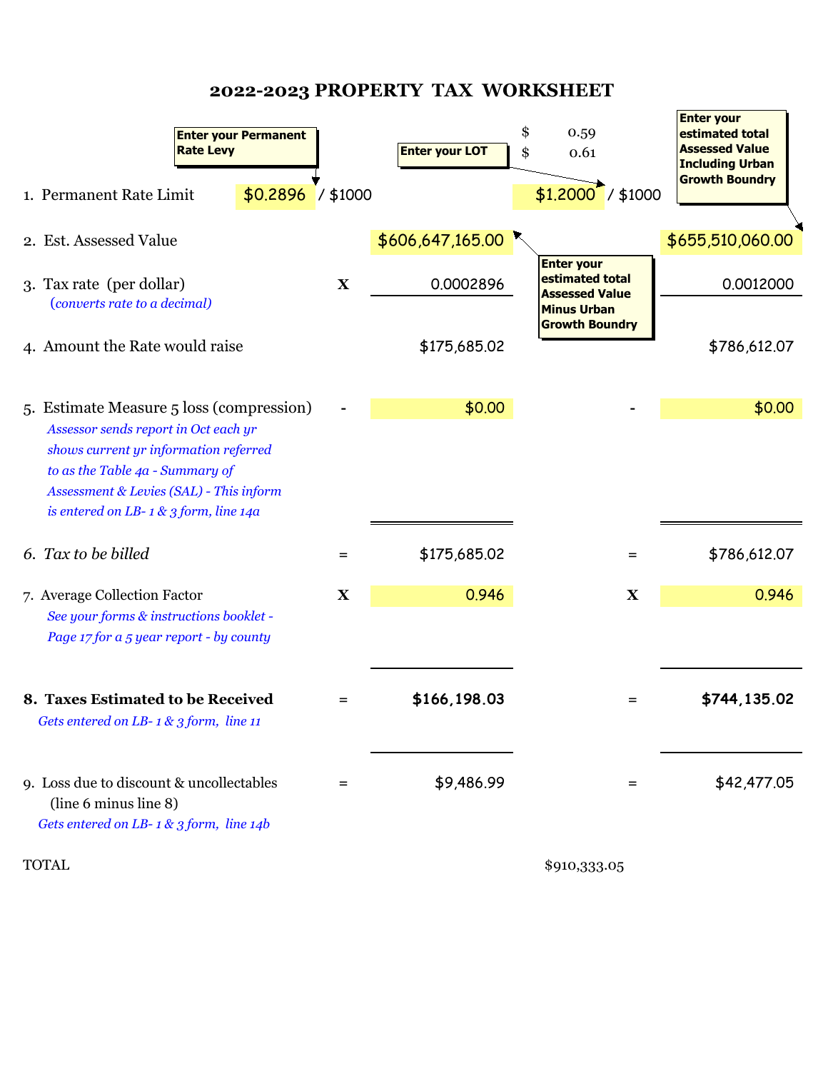# 2022-2023 PROPERTY TAX WORKSHEET

**Enter your Permanent Rate Levy** | **Enter your LOT** | **Enter your estimated total Assessed Value Including Urban Growth Boundry**

$ 0.59
$ 0.61

| | | Permanent Rate | | LOT |
|---|---|---|---|---|
| 1. Permanent Rate Limit | | $0.2896 / $1000 | | $1.2000 / $1000 |
| 2. Est. Assessed Value | | $606,647,165.00 | | $655,510,060.00 |
| 3. Tax rate (per dollar) *(converts rate to a decimal)* | X | 0.0002896 | | 0.0012000 |
| 4. Amount the Rate would raise | | $175,685.02 | | $786,612.07 |
| 5. Estimate Measure 5 loss (compression) *Assessor sends report in Oct each yr shows current yr information referred to as the Table 4a - Summary of Assessment & Levies (SAL) - This inform is entered on LB- 1 & 3 form, line 14a* | - | $0.00 | - | $0.00 |
| 6. *Tax to be billed* | = | $175,685.02 | = | $786,612.07 |
| 7. Average Collection Factor *See your forms & instructions booklet - Page 17 for a 5 year report - by county* | X | 0.946 | X | 0.946 |
| **8. Taxes Estimated to be Received** *Gets entered on LB- 1 & 3 form, line 11* | = | **$166,198.03** | = | **$744,135.02** |
| 9. Loss due to discount & uncollectables (line 6 minus line 8) *Gets entered on LB- 1 & 3 form, line 14b* | = | $9,486.99 | = | $42,477.05 |

**Enter your estimated total Assessed Value Minus Urban Growth Boundry**

TOTAL $910,333.05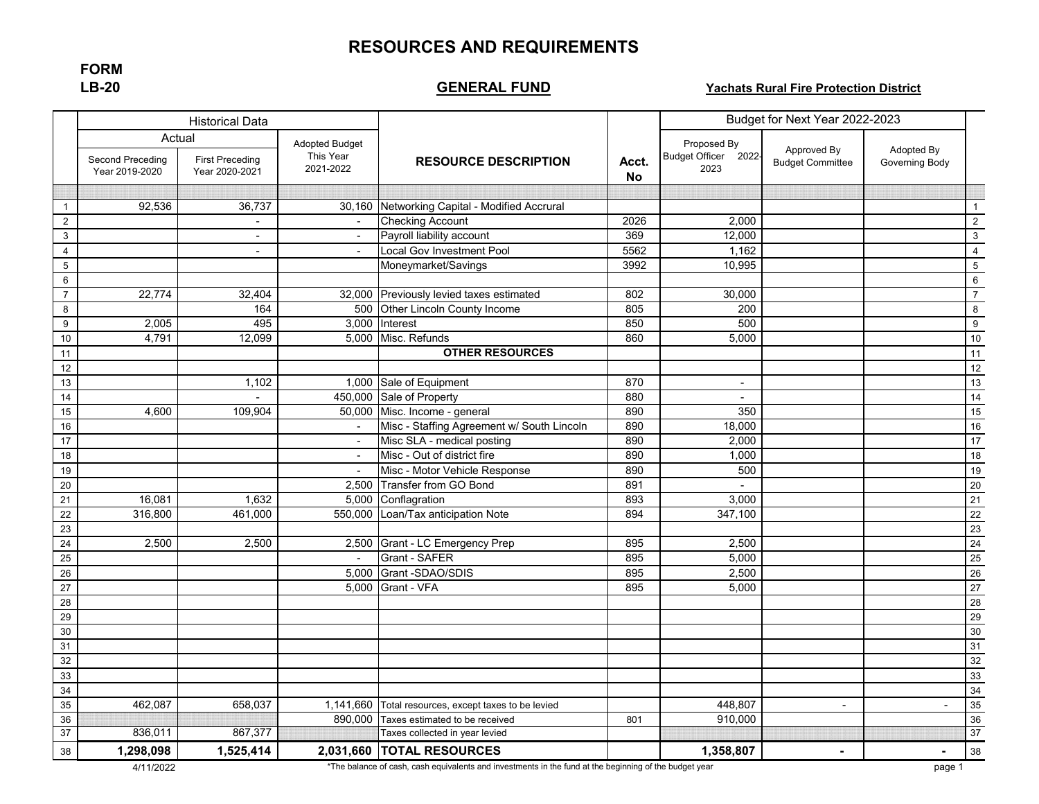# RESOURCES AND REQUIREMENTS

**FORM LB-20**

## GENERAL FUND

**Yachats Rural Fire Protection District**

| | Historical Data | | | | | Budget for Next Year 2022-2023 | | | |
|---|---|---|---|---|---|---|---|---|---|
| | Actual | | Adopted Budget This Year 2021-2022 | RESOURCE DESCRIPTION | Acct. No | Proposed By Budget Officer 2022-2023 | Approved By Budget Committee | Adopted By Governing Body | |
| | Second Preceding Year 2019-2020 | First Preceding Year 2020-2021 | | | | | | | |
| 1 | 92,536 | 36,737 | 30,160 | Networking Capital - Modified Accrural | | | | | 1 |
| 2 | | - | - | Checking Account | 2026 | 2,000 | | | 2 |
| 3 | | - | - | Payroll liability account | 369 | 12,000 | | | 3 |
| 4 | | - | - | Local Gov Investment Pool | 5562 | 1,162 | | | 4 |
| 5 | | | | Moneymarket/Savings | 3992 | 10,995 | | | 5 |
| 6 | | | | | | | | | 6 |
| 7 | 22,774 | 32,404 | 32,000 | Previously levied taxes estimated | 802 | 30,000 | | | 7 |
| 8 | | 164 | 500 | Other Lincoln County Income | 805 | 200 | | | 8 |
| 9 | 2,005 | 495 | 3,000 | Interest | 850 | 500 | | | 9 |
| 10 | 4,791 | 12,099 | 5,000 | Misc. Refunds | 860 | 5,000 | | | 10 |
| 11 | | | | **OTHER RESOURCES** | | | | | 11 |
| 12 | | | | | | | | | 12 |
| 13 | | 1,102 | 1,000 | Sale of Equipment | 870 | - | | | 13 |
| 14 | | - | 450,000 | Sale of Property | 880 | - | | | 14 |
| 15 | 4,600 | 109,904 | 50,000 | Misc. Income - general | 890 | 350 | | | 15 |
| 16 | | | - | Misc - Staffing Agreement w/ South Lincoln | 890 | 18,000 | | | 16 |
| 17 | | | - | Misc SLA - medical posting | 890 | 2,000 | | | 17 |
| 18 | | | - | Misc - Out of district fire | 890 | 1,000 | | | 18 |
| 19 | | | - | Misc - Motor Vehicle Response | 890 | 500 | | | 19 |
| 20 | | | 2,500 | Transfer from GO Bond | 891 | - | | | 20 |
| 21 | 16,081 | 1,632 | 5,000 | Conflagration | 893 | 3,000 | | | 21 |
| 22 | 316,800 | 461,000 | 550,000 | Loan/Tax anticipation Note | 894 | 347,100 | | | 22 |
| 23 | | | | | | | | | 23 |
| 24 | 2,500 | 2,500 | 2,500 | Grant - LC Emergency Prep | 895 | 2,500 | | | 24 |
| 25 | | | - | Grant - SAFER | 895 | 5,000 | | | 25 |
| 26 | | | 5,000 | Grant -SDAO/SDIS | 895 | 2,500 | | | 26 |
| 27 | | | 5,000 | Grant - VFA | 895 | 5,000 | | | 27 |
| 28 | | | | | | | | | 28 |
| 29 | | | | | | | | | 29 |
| 30 | | | | | | | | | 30 |
| 31 | | | | | | | | | 31 |
| 32 | | | | | | | | | 32 |
| 33 | | | | | | | | | 33 |
| 34 | | | | | | | | | 34 |
| 35 | 462,087 | 658,037 | 1,141,660 | Total resources, except taxes to be levied | | 448,807 | - | - | 35 |
| 36 | | | 890,000 | Taxes estimated to be received | 801 | 910,000 | | | 36 |
| 37 | 836,011 | 867,377 | | Taxes collected in year levied | | | | | 37 |
| 38 | **1,298,098** | **1,525,414** | **2,031,660** | **TOTAL RESOURCES** | | **1,358,807** | **-** | **-** | 38 |

4/11/2022

*The balance of cash, cash equivalents and investments in the fund at the beginning of the budget year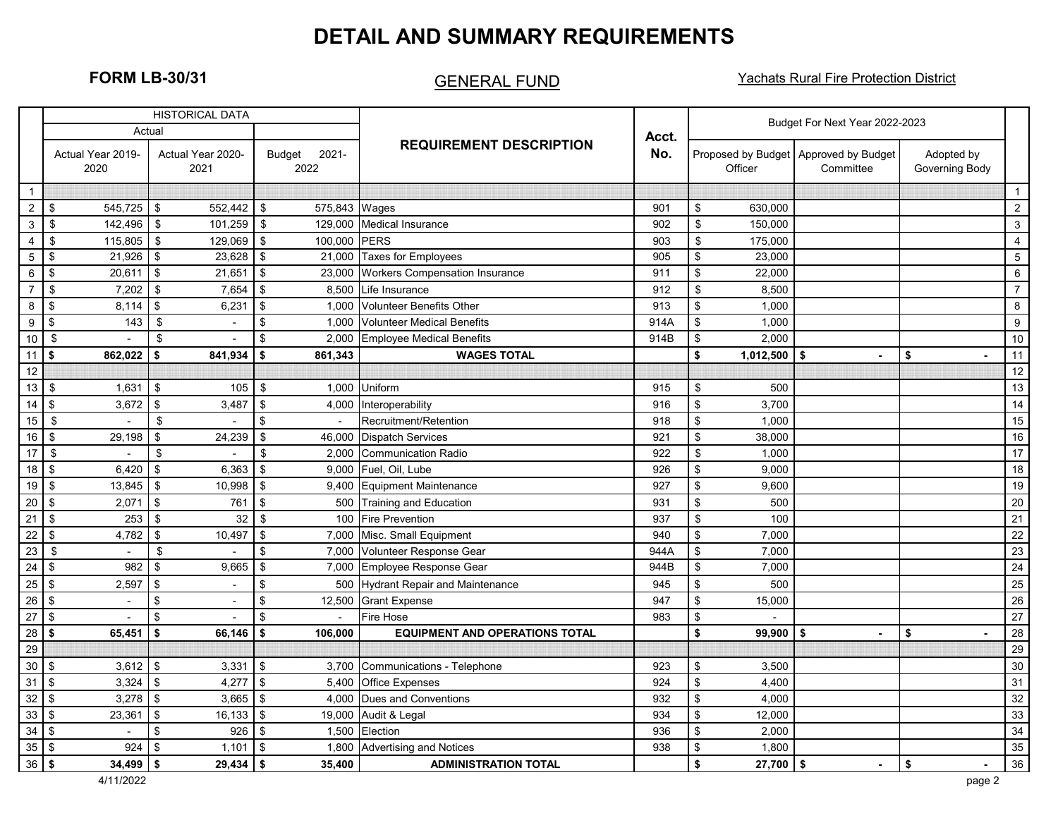# DETAIL AND SUMMARY REQUIREMENTS

**FORM LB-30/31**

GENERAL FUND

Yachats Rural Fire Protection District

| | HISTORICAL DATA | | | REQUIREMENT DESCRIPTION | Acct. No. | Budget For Next Year 2022-2023 | | | |
|---|---|---|---|---|---|---|---|---|---|
| | Actual | | | | | | | | |
| | Actual Year 2019-2020 | Actual Year 2020-2021 | Budget 2021-2022 | | | Proposed by Budget Officer | Approved by Budget Committee | Adopted by Governing Body | |
| 1 | | | | | | | | | 1 |
| 2 | $ 545,725 | $ 552,442 | $ 575,843 | Wages | 901 | $ 630,000 | | | 2 |
| 3 | $ 142,496 | $ 101,259 | $ 129,000 | Medical Insurance | 902 | $ 150,000 | | | 3 |
| 4 | $ 115,805 | $ 129,069 | $ 100,000 | PERS | 903 | $ 175,000 | | | 4 |
| 5 | $ 21,926 | $ 23,628 | $ 21,000 | Taxes for Employees | 905 | $ 23,000 | | | 5 |
| 6 | $ 20,611 | $ 21,651 | $ 23,000 | Workers Compensation Insurance | 911 | $ 22,000 | | | 6 |
| 7 | $ 7,202 | $ 7,654 | $ 8,500 | Life Insurance | 912 | $ 8,500 | | | 7 |
| 8 | $ 8,114 | $ 6,231 | $ 1,000 | Volunteer Benefits Other | 913 | $ 1,000 | | | 8 |
| 9 | $ 143 | $ - | $ 1,000 | Volunteer Medical Benefits | 914A | $ 1,000 | | | 9 |
| 10 | $ - | $ - | $ 2,000 | Employee Medical Benefits | 914B | $ 2,000 | | | 10 |
| 11 | **$ 862,022** | **$ 841,934** | **$ 861,343** | **WAGES TOTAL** | | **$ 1,012,500** | **$ -** | **$ -** | 11 |
| 12 | | | | | | | | | 12 |
| 13 | $ 1,631 | $ 105 | $ 1,000 | Uniform | 915 | $ 500 | | | 13 |
| 14 | $ 3,672 | $ 3,487 | $ 4,000 | Interoperability | 916 | $ 3,700 | | | 14 |
| 15 | $ - | $ - | $ - | Recruitment/Retention | 918 | $ 1,000 | | | 15 |
| 16 | $ 29,198 | $ 24,239 | $ 46,000 | Dispatch Services | 921 | $ 38,000 | | | 16 |
| 17 | $ - | $ - | $ 2,000 | Communication Radio | 922 | $ 1,000 | | | 17 |
| 18 | $ 6,420 | $ 6,363 | $ 9,000 | Fuel, Oil, Lube | 926 | $ 9,000 | | | 18 |
| 19 | $ 13,845 | $ 10,998 | $ 9,400 | Equipment Maintenance | 927 | $ 9,600 | | | 19 |
| 20 | $ 2,071 | $ 761 | $ 500 | Training and Education | 931 | $ 500 | | | 20 |
| 21 | $ 253 | $ 32 | $ 100 | Fire Prevention | 937 | $ 100 | | | 21 |
| 22 | $ 4,782 | $ 10,497 | $ 7,000 | Misc. Small Equipment | 940 | $ 7,000 | | | 22 |
| 23 | $ - | $ - | $ 7,000 | Volunteer Response Gear | 944A | $ 7,000 | | | 23 |
| 24 | $ 982 | $ 9,665 | $ 7,000 | Employee Response Gear | 944B | $ 7,000 | | | 24 |
| 25 | $ 2,597 | $ - | $ 500 | Hydrant Repair and Maintenance | 945 | $ 500 | | | 25 |
| 26 | $ - | $ - | $ 12,500 | Grant Expense | 947 | $ 15,000 | | | 26 |
| 27 | $ - | $ - | $ - | Fire Hose | 983 | $ - | | | 27 |
| 28 | **$ 65,451** | **$ 66,146** | **$ 106,000** | **EQUIPMENT AND OPERATIONS TOTAL** | | **$ 99,900** | **$ -** | **$ -** | 28 |
| 29 | | | | | | | | | 29 |
| 30 | $ 3,612 | $ 3,331 | $ 3,700 | Communications - Telephone | 923 | $ 3,500 | | | 30 |
| 31 | $ 3,324 | $ 4,277 | $ 5,400 | Office Expenses | 924 | $ 4,400 | | | 31 |
| 32 | $ 3,278 | $ 3,665 | $ 4,000 | Dues and Conventions | 932 | $ 4,000 | | | 32 |
| 33 | $ 23,361 | $ 16,133 | $ 19,000 | Audit & Legal | 934 | $ 12,000 | | | 33 |
| 34 | $ - | $ 926 | $ 1,500 | Election | 936 | $ 2,000 | | | 34 |
| 35 | $ 924 | $ 1,101 | $ 1,800 | Advertising and Notices | 938 | $ 1,800 | | | 35 |
| 36 | **$ 34,499** | **$ 29,434** | **$ 35,400** | **ADMINISTRATION TOTAL** | | **$ 27,700** | **$ -** | **$ -** | 36 |

4/11/2022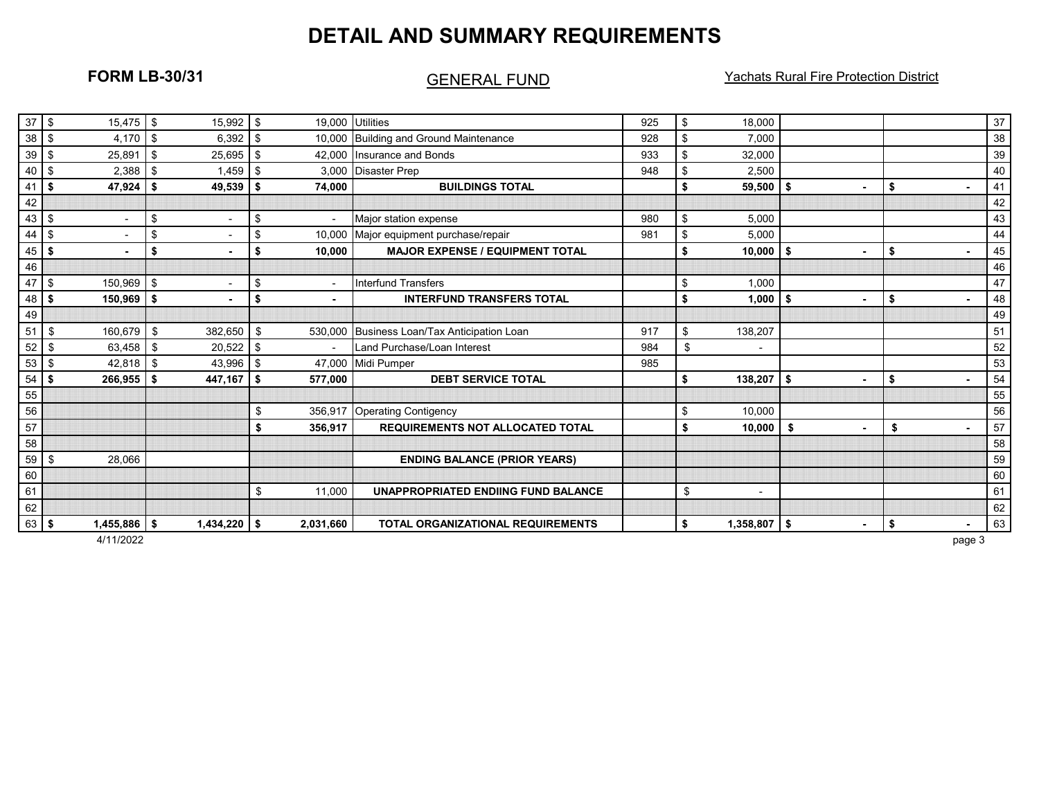# DETAIL AND SUMMARY REQUIREMENTS

**FORM LB-30/31** GENERAL FUND Yachats Rural Fire Protection District

| | | | | | | | | | |
|---|---|---|---|---|---|---|---|---|---|
| 37 | $ 15,475 | $ 15,992 | $ 19,000 | Utilities | 925 | $ 18,000 | | | 37 |
| 38 | $ 4,170 | $ 6,392 | $ 10,000 | Building and Ground Maintenance | 928 | $ 7,000 | | | 38 |
| 39 | $ 25,891 | $ 25,695 | $ 42,000 | Insurance and Bonds | 933 | $ 32,000 | | | 39 |
| 40 | $ 2,388 | $ 1,459 | $ 3,000 | Disaster Prep | 948 | $ 2,500 | | | 40 |
| 41 | **$ 47,924** | **$ 49,539** | **$ 74,000** | **BUILDINGS TOTAL** | | **$ 59,500** | **$ -** | **$ -** | 41 |
| 42 | | | | | | | | | 42 |
| 43 | $ - | $ - | $ - | Major station expense | 980 | $ 5,000 | | | 43 |
| 44 | $ - | $ - | $ 10,000 | Major equipment purchase/repair | 981 | $ 5,000 | | | 44 |
| 45 | **$ -** | **$ -** | **$ 10,000** | **MAJOR EXPENSE / EQUIPMENT TOTAL** | | **$ 10,000** | **$ -** | **$ -** | 45 |
| 46 | | | | | | | | | 46 |
| 47 | $ 150,969 | $ - | $ - | Interfund Transfers | | $ 1,000 | | | 47 |
| 48 | **$ 150,969** | **$ -** | **$ -** | **INTERFUND TRANSFERS TOTAL** | | **$ 1,000** | **$ -** | **$ -** | 48 |
| 49 | | | | | | | | | 49 |
| 51 | $ 160,679 | $ 382,650 | $ 530,000 | Business Loan/Tax Anticipation Loan | 917 | $ 138,207 | | | 51 |
| 52 | $ 63,458 | $ 20,522 | $ - | Land Purchase/Loan Interest | 984 | $ - | | | 52 |
| 53 | $ 42,818 | $ 43,996 | $ 47,000 | Midi Pumper | 985 | | | | 53 |
| 54 | **$ 266,955** | **$ 447,167** | **$ 577,000** | **DEBT SERVICE TOTAL** | | **$ 138,207** | **$ -** | **$ -** | 54 |
| 55 | | | | | | | | | 55 |
| 56 | | | $ 356,917 | Operating Contigency | | $ 10,000 | | | 56 |
| 57 | | | **$ 356,917** | **REQUIREMENTS NOT ALLOCATED TOTAL** | | **$ 10,000** | **$ -** | **$ -** | 57 |
| 58 | | | | | | | | | 58 |
| 59 | $ 28,066 | | | **ENDING BALANCE (PRIOR YEARS)** | | | | | 59 |
| 60 | | | | | | | | | 60 |
| 61 | | | $ 11,000 | **UNAPPROPRIATED ENDIING FUND BALANCE** | | $ - | | | 61 |
| 62 | | | | | | | | | 62 |
| 63 | **$ 1,455,886** | **$ 1,434,220** | **$ 2,031,660** | **TOTAL ORGANIZATIONAL REQUIREMENTS** | | **$ 1,358,807** | **$ -** | **$ -** | 63 |

4/11/2022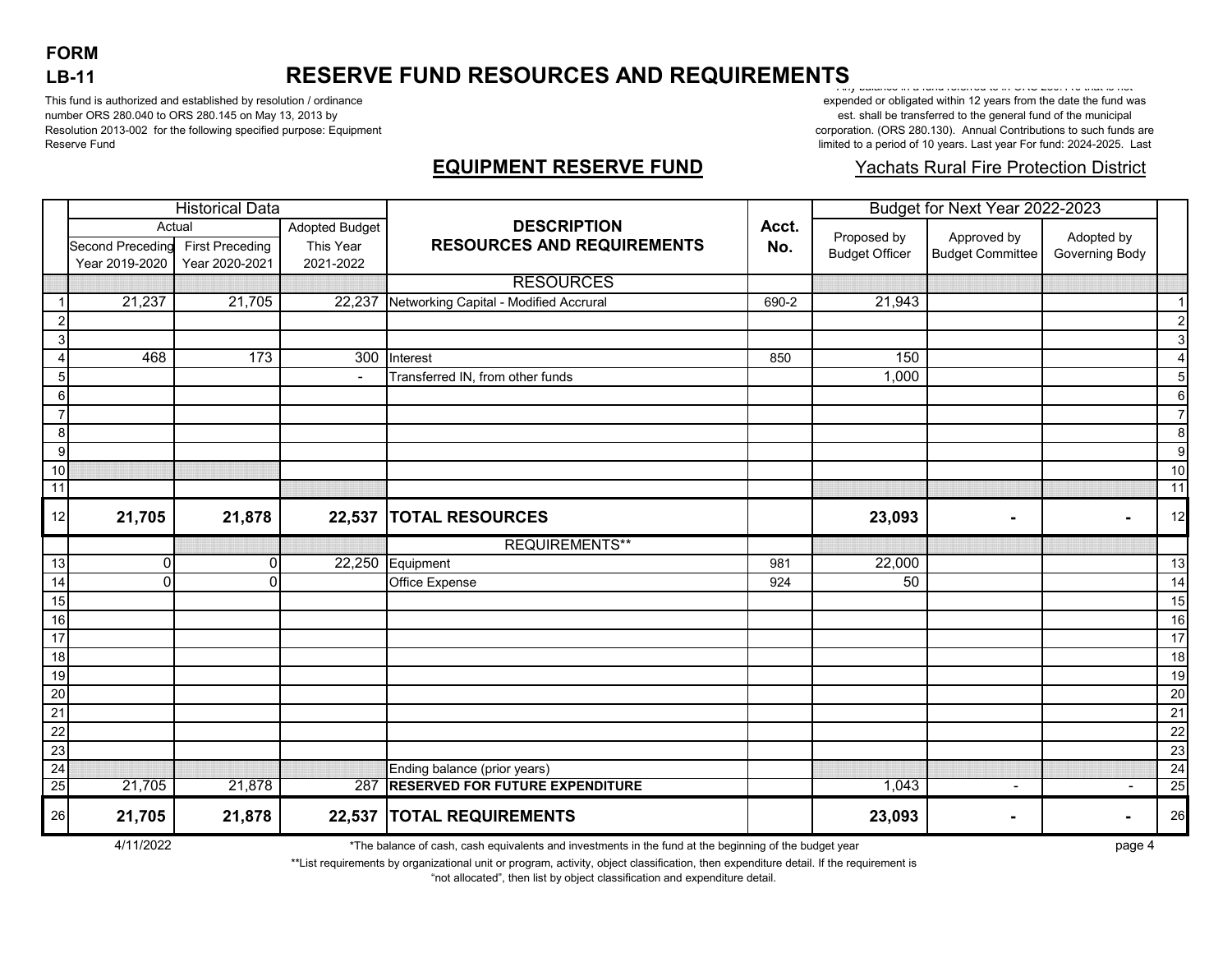**FORM**
**LB-11**

# RESERVE FUND RESOURCES AND REQUIREMENTS

This fund is authorized and established by resolution / ordinance number ORS 280.040 to ORS 280.145 on May 13, 2013 by Resolution 2013-002 for the following specified purpose: Equipment Reserve Fund

Any balance in a fund referred to in ORS 280.440 that is not expended or obligated within 12 years from the date the fund was est. shall be transferred to the general fund of the municipal corporation. (ORS 280.130). Annual Contributions to such funds are limited to a period of 10 years. Last year For fund: 2024-2025. Last

## EQUIPMENT RESERVE FUND

Yachats Rural Fire Protection District

| | Historical Data | | | DESCRIPTION RESOURCES AND REQUIREMENTS | Acct. No. | Budget for Next Year 2022-2023 | | | |
|---|---|---|---|---|---|---|---|---|---|
| | Actual | | Adopted Budget | | | | | | |
| | Second Preceding Year 2019-2020 | First Preceding Year 2020-2021 | This Year 2021-2022 | | | Proposed by Budget Officer | Approved by Budget Committee | Adopted by Governing Body | |
| | | | | RESOURCES | | | | | |
| 1 | 21,237 | 21,705 | 22,237 | Networking Capital - Modified Accrural | 690-2 | 21,943 | | | 1 |
| 2 | | | | | | | | | 2 |
| 3 | | | | | | | | | 3 |
| 4 | 468 | 173 | 300 | Interest | 850 | 150 | | | 4 |
| 5 | | | - | Transferred IN, from other funds | | 1,000 | | | 5 |
| 6 | | | | | | | | | 6 |
| 7 | | | | | | | | | 7 |
| 8 | | | | | | | | | 8 |
| 9 | | | | | | | | | 9 |
| 10 | | | | | | | | | 10 |
| 11 | | | | | | | | | 11 |
| 12 | **21,705** | **21,878** | **22,537** | **TOTAL RESOURCES** | | **23,093** | **-** | **-** | 12 |
| | | | | REQUIREMENTS** | | | | | |
| 13 | 0 | 0 | 22,250 | Equipment | 981 | 22,000 | | | 13 |
| 14 | 0 | 0 | | Office Expense | 924 | 50 | | | 14 |
| 15 | | | | | | | | | 15 |
| 16 | | | | | | | | | 16 |
| 17 | | | | | | | | | 17 |
| 18 | | | | | | | | | 18 |
| 19 | | | | | | | | | 19 |
| 20 | | | | | | | | | 20 |
| 21 | | | | | | | | | 21 |
| 22 | | | | | | | | | 22 |
| 23 | | | | | | | | | 23 |
| 24 | | | | Ending balance (prior years) | | | | | 24 |
| 25 | 21,705 | 21,878 | 287 | **RESERVED FOR FUTURE EXPENDITURE** | | 1,043 | - | - | 25 |
| 26 | **21,705** | **21,878** | **22,537** | **TOTAL REQUIREMENTS** | | **23,093** | **-** | **-** | 26 |

4/11/2022

*The balance of cash, cash equivalents and investments in the fund at the beginning of the budget year

**List requirements by organizational unit or program, activity, object classification, then expenditure detail. If the requirement is "not allocated", then list by object classification and expenditure detail.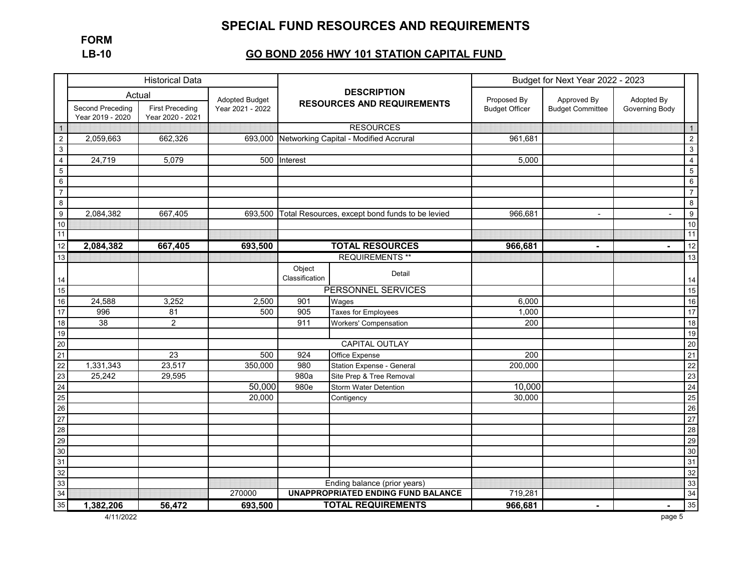# SPECIAL FUND RESOURCES AND REQUIREMENTS

**FORM LB-10**

## GO BOND 2056 HWY 101 STATION CAPITAL FUND

| | Historical Data | | | DESCRIPTION RESOURCES AND REQUIREMENTS | | Budget for Next Year 2022 - 2023 | | | |
|---|---|---|---|---|---|---|---|---|---|
| | Actual | | Adopted Budget | | | | | | |
| | Second Preceding Year 2019 - 2020 | First Preceding Year 2020 - 2021 | Year 2021 - 2022 | | | Proposed By Budget Officer | Approved By Budget Committee | Adopted By Governing Body | |
| 1 | | | | RESOURCES | | | | | 1 |
| 2 | 2,059,663 | 662,326 | 693,000 | Networking Capital - Modified Accrural | | 961,681 | | | 2 |
| 3 | | | | | | | | | 3 |
| 4 | 24,719 | 5,079 | 500 | Interest | | 5,000 | | | 4 |
| 5 | | | | | | | | | 5 |
| 6 | | | | | | | | | 6 |
| 7 | | | | | | | | | 7 |
| 8 | | | | | | | | | 8 |
| 9 | 2,084,382 | 667,405 | 693,500 | Total Resources, except bond funds to be levied | | 966,681 | - | - | 9 |
| 10 | | | | | | | | | 10 |
| 11 | | | | | | | | | 11 |
| 12 | **2,084,382** | **667,405** | **693,500** | **TOTAL RESOURCES** | | **966,681** | **-** | **-** | 12 |
| 13 | | | | REQUIREMENTS ** | | | | | 13 |
| 14 | | | | Object Classification | Detail | | | | 14 |
| 15 | | | | PERSONNEL SERVICES | | | | | 15 |
| 16 | 24,588 | 3,252 | 2,500 | 901 | Wages | 6,000 | | | 16 |
| 17 | 996 | 81 | 500 | 905 | Taxes for Employees | 1,000 | | | 17 |
| 18 | 38 | 2 | | 911 | Workers' Compensation | 200 | | | 18 |
| 19 | | | | | | | | | 19 |
| 20 | | | | CAPITAL OUTLAY | | | | | 20 |
| 21 | | 23 | 500 | 924 | Office Expense | 200 | | | 21 |
| 22 | 1,331,343 | 23,517 | 350,000 | 980 | Station Expense - General | 200,000 | | | 22 |
| 23 | 25,242 | 29,595 | | 980a | Site Prep & Tree Removal | | | | 23 |
| 24 | | | 50,000 | 980e | Storm Water Detention | 10,000 | | | 24 |
| 25 | | | 20,000 | | Contigency | 30,000 | | | 25 |
| 26 | | | | | | | | | 26 |
| 27 | | | | | | | | | 27 |
| 28 | | | | | | | | | 28 |
| 29 | | | | | | | | | 29 |
| 30 | | | | | | | | | 30 |
| 31 | | | | | | | | | 31 |
| 32 | | | | | | | | | 32 |
| 33 | | | | Ending balance (prior years) | | | | | 33 |
| 34 | | | 270000 | **UNAPPROPRIATED ENDING FUND BALANCE** | | 719,281 | | | 34 |
| 35 | **1,382,206** | **56,472** | **693,500** | **TOTAL REQUIREMENTS** | | **966,681** | **-** | **-** | 35 |

4/11/2022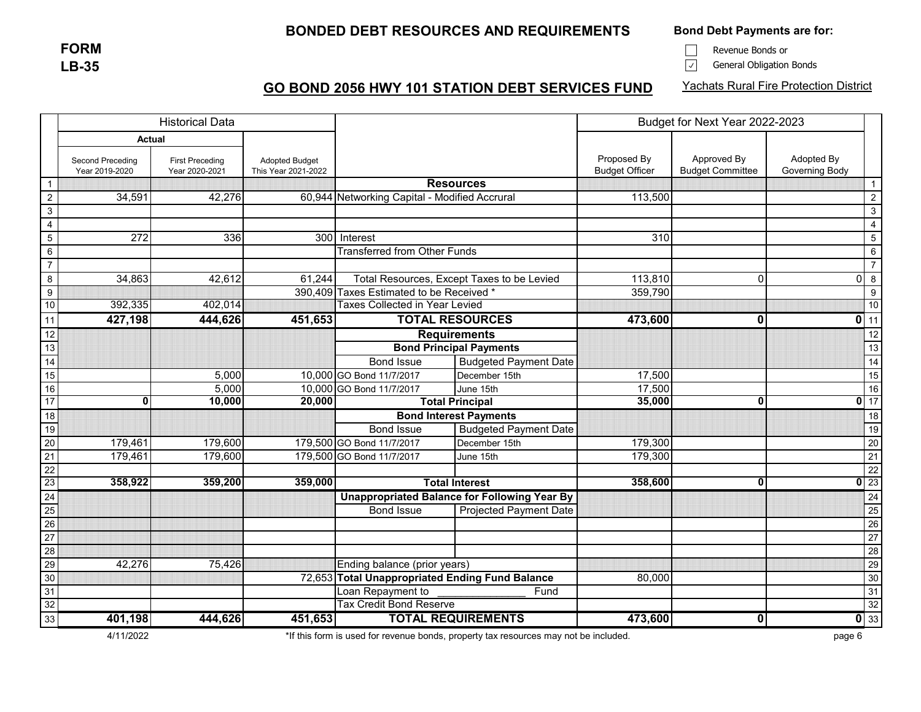# BONDED DEBT RESOURCES AND REQUIREMENTS

**FORM LB-35**

**Bond Debt Payments are for:**

- ☐ Revenue Bonds or
- ☑ General Obligation Bonds

## GO BOND 2056 HWY 101 STATION DEBT SERVICES FUND

Yachats Rural Fire Protection District

| | Historical Data | | | | | Budget for Next Year 2022-2023 | | | |
|---|---|---|---|---|---|---|---|---|---|
| | Actual | | | | | | | | |
| | Second Preceding Year 2019-2020 | First Preceding Year 2020-2021 | Adopted Budget This Year 2021-2022 | | | Proposed By Budget Officer | Approved By Budget Committee | Adopted By Governing Body | |
| 1 | | | | **Resources** | | | | | 1 |
| 2 | 34,591 | 42,276 | 60,944 | Networking Capital - Modified Accrural | | 113,500 | | | 2 |
| 3 | | | | | | | | | 3 |
| 4 | | | | | | | | | 4 |
| 5 | 272 | 336 | 300 | Interest | | 310 | | | 5 |
| 6 | | | | Transferred from Other Funds | | | | | 6 |
| 7 | | | | | | | | | 7 |
| 8 | 34,863 | 42,612 | 61,244 | Total Resources, Except Taxes to be Levied | | 113,810 | 0 | 0 | 8 |
| 9 | | | 390,409 | Taxes Estimated to be Received * | | 359,790 | | | 9 |
| 10 | 392,335 | 402,014 | | Taxes Collected in Year Levied | | | | | 10 |
| 11 | **427,198** | **444,626** | **451,653** | **TOTAL RESOURCES** | | **473,600** | **0** | **0** | 11 |
| 12 | | | | **Requirements** | | | | | 12 |
| 13 | | | | **Bond Principal Payments** | | | | | 13 |
| 14 | | | | Bond Issue | Budgeted Payment Date | | | | 14 |
| 15 | | 5,000 | 10,000 | GO Bond 11/7/2017 | December 15th | 17,500 | | | 15 |
| 16 | | 5,000 | 10,000 | GO Bond 11/7/2017 | June 15th | 17,500 | | | 16 |
| 17 | **0** | **10,000** | **20,000** | **Total Principal** | | **35,000** | **0** | **0** | 17 |
| 18 | | | | **Bond Interest Payments** | | | | | 18 |
| 19 | | | | Bond Issue | Budgeted Payment Date | | | | 19 |
| 20 | 179,461 | 179,600 | 179,500 | GO Bond 11/7/2017 | December 15th | 179,300 | | | 20 |
| 21 | 179,461 | 179,600 | 179,500 | GO Bond 11/7/2017 | June 15th | 179,300 | | | 21 |
| 22 | | | | | | | | | 22 |
| 23 | **358,922** | **359,200** | **359,000** | **Total Interest** | | **358,600** | **0** | **0** | 23 |
| 24 | | | | **Unappropriated Balance for Following Year By** | | | | | 24 |
| 25 | | | | Bond Issue | Projected Payment Date | | | | 25 |
| 26 | | | | | | | | | 26 |
| 27 | | | | | | | | | 27 |
| 28 | | | | | | | | | 28 |
| 29 | 42,276 | 75,426 | | Ending balance (prior years) | | | | | 29 |
| 30 | | | 72,653 | **Total Unappropriated Ending Fund Balance** | | 80,000 | | | 30 |
| 31 | | | | Loan Repayment to _______________ Fund | | | | | 31 |
| 32 | | | | Tax Credit Bond Reserve | | | | | 32 |
| 33 | **401,198** | **444,626** | **451,653** | **TOTAL REQUIREMENTS** | | **473,600** | **0** | **0** | 33 |

4/11/2022

*If this form is used for revenue bonds, property tax resources may not be included.